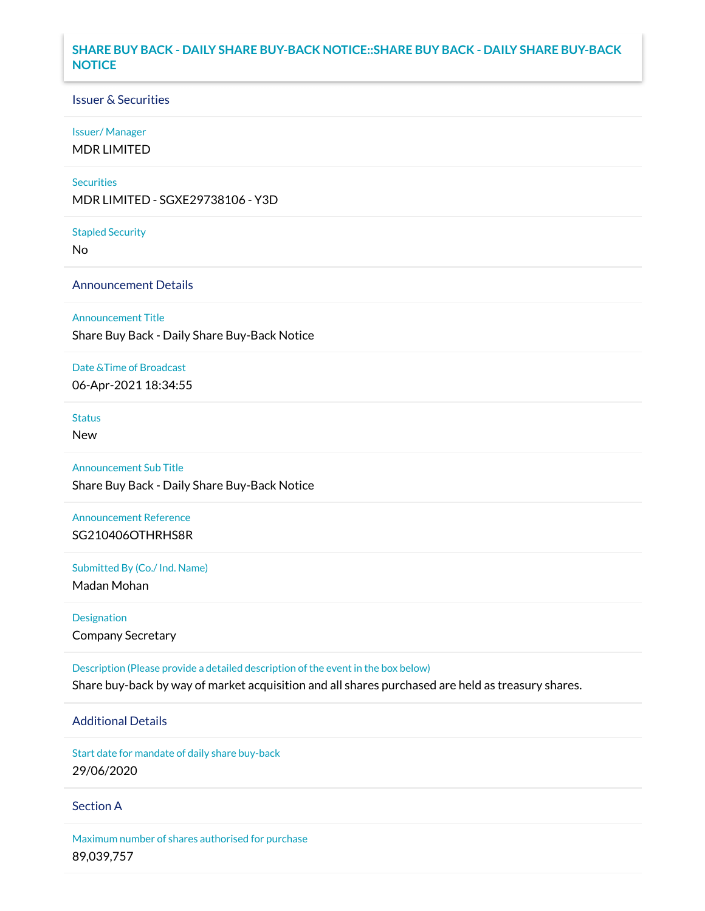# SHARE BUY BACK - DAILY SHARE BUY-BACK NOTICE::SHARE BUY BACK - DAILY SHARE BUY-BACK NOTICE

## Issuer & Securities

**Issuer/ Manager**

MDR LIMITED

**Securities**

MDR LIMITED - SGXE29738106 - Y3D

**Stapled Security**

No

## Announcement Details

**Announcement Title**

Share Buy Back - Daily Share Buy-Back Notice

**Date &Time of Broadcast**

06-Apr-2021 18:34:55

**Status**

New

**Announcement Sub Title**

Share Buy Back - Daily Share Buy-Back Notice

**Announcement Reference**

SG210406OTHRHS8R

**Submitted By (Co./ Ind. Name)**

Madan Mohan

**Designation**

Company Secretary

**Description (Please provide a detailed description of the event in the box below)**

Share buy-back by way of market acquisition and all shares purchased are held as treasury shares.

## Additional Details

**Start date for mandate of daily share buy-back**

29/06/2020

## Section A

**Maximum number of shares authorised for purchase**

89,039,757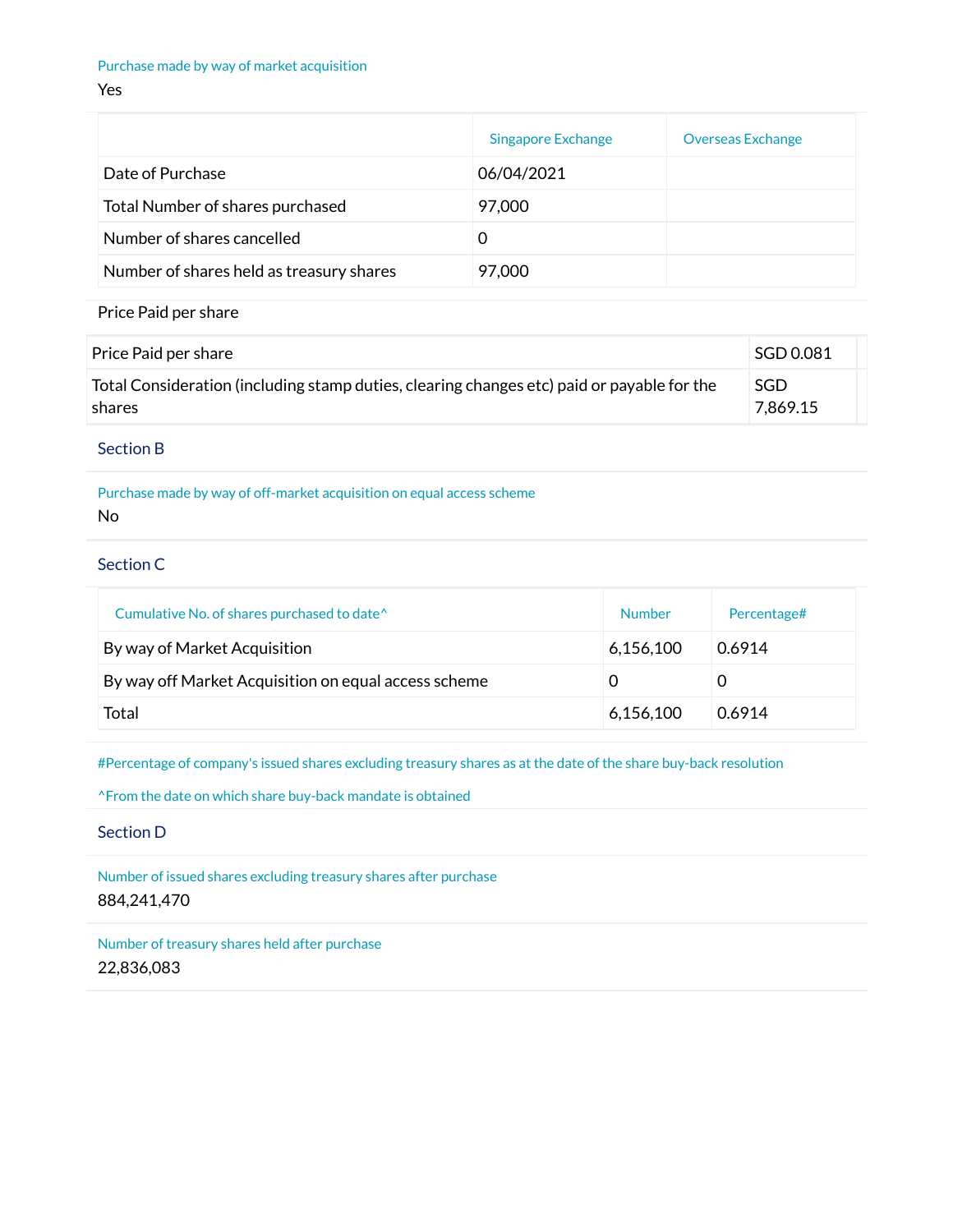Purchase made by way of market acquisition

Yes

| | Singapore Exchange | Overseas Exchange |
|---|---|---|
| Date of Purchase | 06/04/2021 | |
| Total Number of shares purchased | 97,000 | |
| Number of shares cancelled | 0 | |
| Number of shares held as treasury shares | 97,000 | |

Price Paid per share

| | |
|---|---|
| Price Paid per share | SGD 0.081 |
| Total Consideration (including stamp duties, clearing changes etc) paid or payable for the shares | SGD 7,869.15 |

## Section B

Purchase made by way of off-market acquisition on equal access scheme

No

## Section C

| Cumulative No. of shares purchased to date^ | Number | Percentage# |
|---|---|---|
| By way of Market Acquisition | 6,156,100 | 0.6914 |
| By way off Market Acquisition on equal access scheme | 0 | 0 |
| Total | 6,156,100 | 0.6914 |

#Percentage of company's issued shares excluding treasury shares as at the date of the share buy-back resolution

^From the date on which share buy-back mandate is obtained

## Section D

Number of issued shares excluding treasury shares after purchase

884,241,470

Number of treasury shares held after purchase

22,836,083